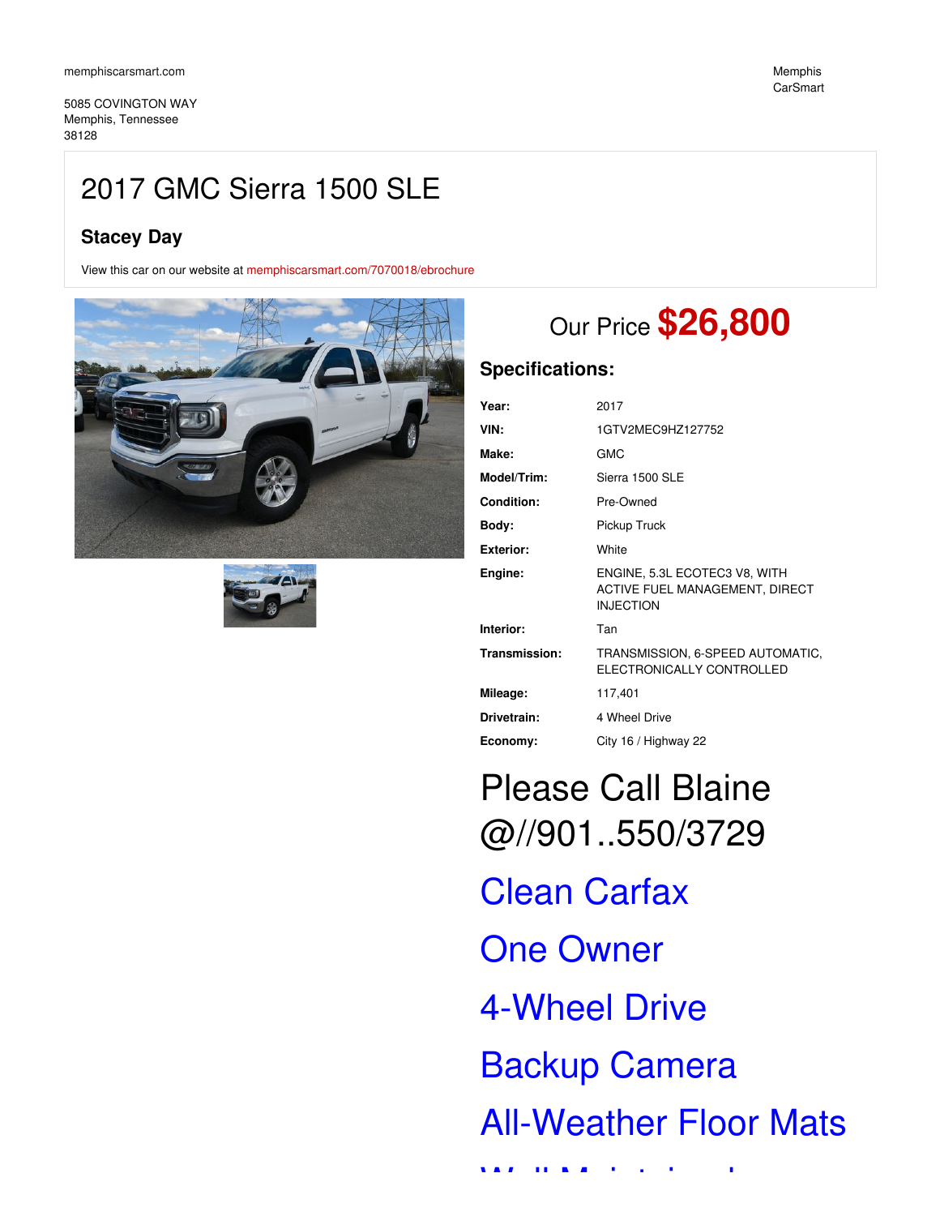memphiscarsmart.com

5085 COVINGTON WAY
Memphis, Tennessee
38128

Memphis
CarSmart

# 2017 GMC Sierra 1500 SLE

## Stacey Day

View this car on our website at memphiscarsmart.com/7070018/ebrochure

Our Price **$26,800**

### Specifications:

| | |
|---|---|
| **Year:** | 2017 |
| **VIN:** | 1GTV2MEC9HZ127752 |
| **Make:** | GMC |
| **Model/Trim:** | Sierra 1500 SLE |
| **Condition:** | Pre-Owned |
| **Body:** | Pickup Truck |
| **Exterior:** | White |
| **Engine:** | ENGINE, 5.3L ECOTEC3 V8, WITH ACTIVE FUEL MANAGEMENT, DIRECT INJECTION |
| **Interior:** | Tan |
| **Transmission:** | TRANSMISSION, 6-SPEED AUTOMATIC, ELECTRONICALLY CONTROLLED |
| **Mileage:** | 117,401 |
| **Drivetrain:** | 4 Wheel Drive |
| **Economy:** | City 16 / Highway 22 |

# Please Call Blaine @//901..550/3729

## Clean Carfax

## One Owner

## 4-Wheel Drive

## Backup Camera

## All-Weather Floor Mats

## Well Maintained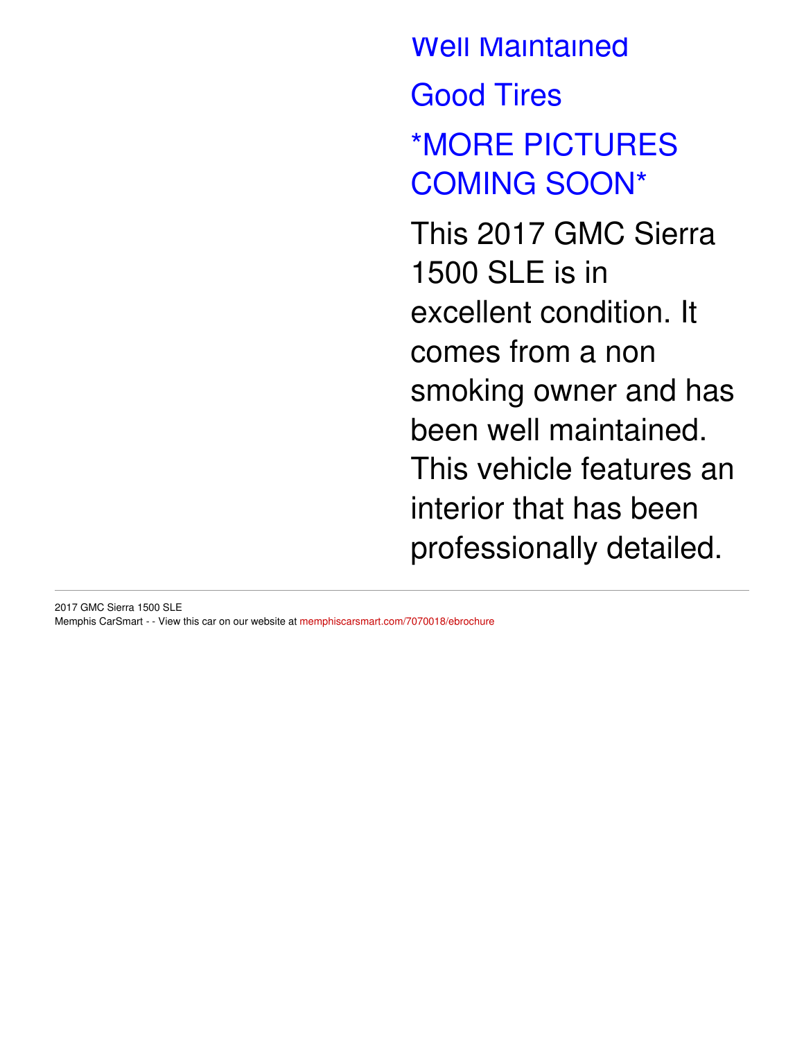Well Maintained

Good Tires

*MORE PICTURES COMING SOON*

This 2017 GMC Sierra 1500 SLE is in excellent condition. It comes from a non smoking owner and has been well maintained. This vehicle features an interior that has been professionally detailed.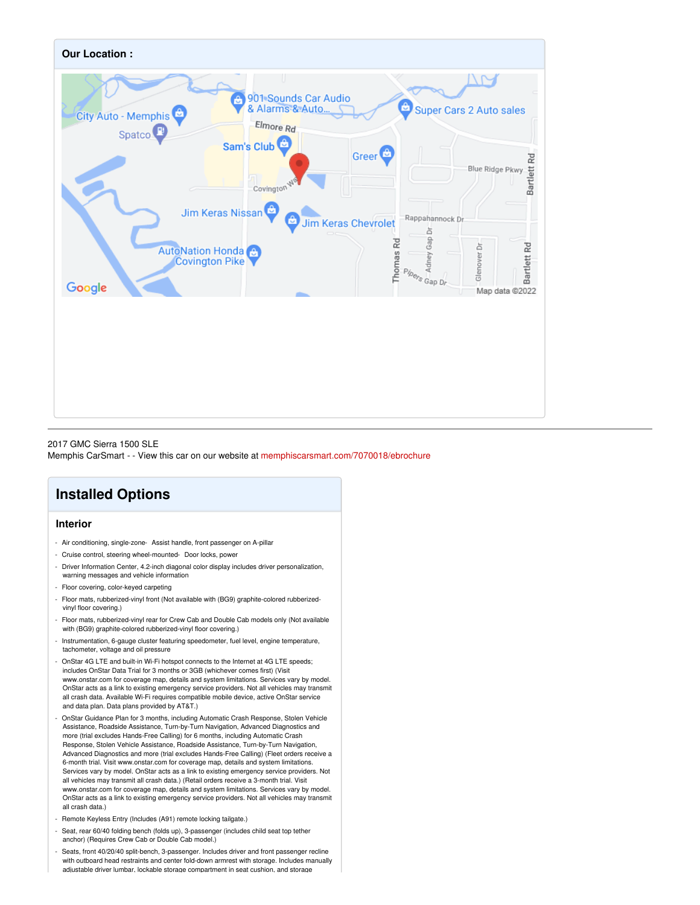## Our Location :

2017 GMC Sierra 1500 SLE
Memphis CarSmart - - View this car on our website at memphiscarsmart.com/7070018/ebrochure

# Installed Options

## Interior

- Air conditioning, single-zone- Assist handle, front passenger on A-pillar
- Cruise control, steering wheel-mounted- Door locks, power
- Driver Information Center, 4.2-inch diagonal color display includes driver personalization, warning messages and vehicle information
- Floor covering, color-keyed carpeting
- Floor mats, rubberized-vinyl front (Not available with (BG9) graphite-colored rubberized-vinyl floor covering.)
- Floor mats, rubberized-vinyl rear for Crew Cab and Double Cab models only (Not available with (BG9) graphite-colored rubberized-vinyl floor covering.)
- Instrumentation, 6-gauge cluster featuring speedometer, fuel level, engine temperature, tachometer, voltage and oil pressure
- OnStar 4G LTE and built-in Wi-Fi hotspot connects to the Internet at 4G LTE speeds; includes OnStar Data Trial for 3 months or 3GB (whichever comes first) (Visit www.onstar.com for coverage map, details and system limitations. Services vary by model. OnStar acts as a link to existing emergency service providers. Not all vehicles may transmit all crash data. Available Wi-Fi requires compatible mobile device, active OnStar service and data plan. Data plans provided by AT&T.)
- OnStar Guidance Plan for 3 months, including Automatic Crash Response, Stolen Vehicle Assistance, Roadside Assistance, Turn-by-Turn Navigation, Advanced Diagnostics and more (trial excludes Hands-Free Calling) for 6 months, including Automatic Crash Response, Stolen Vehicle Assistance, Roadside Assistance, Turn-by-Turn Navigation, Advanced Diagnostics and more (trial excludes Hands-Free Calling) (Fleet orders receive a 6-month trial. Visit www.onstar.com for coverage map, details and system limitations. Services vary by model. OnStar acts as a link to existing emergency service providers. Not all vehicles may transmit all crash data.) (Retail orders receive a 3-month trial. Visit www.onstar.com for coverage map, details and system limitations. Services vary by model. OnStar acts as a link to existing emergency service providers. Not all vehicles may transmit all crash data.)
- Remote Keyless Entry (Includes (A91) remote locking tailgate.)
- Seat, rear 60/40 folding bench (folds up), 3-passenger (includes child seat top tether anchor) (Requires Crew Cab or Double Cab model.)
- Seats, front 40/20/40 split-bench, 3-passenger. Includes driver and front passenger recline with outboard head restraints and center fold-down armrest with storage. Includes manually adjustable driver lumbar, lockable storage compartment in seat cushion, and storage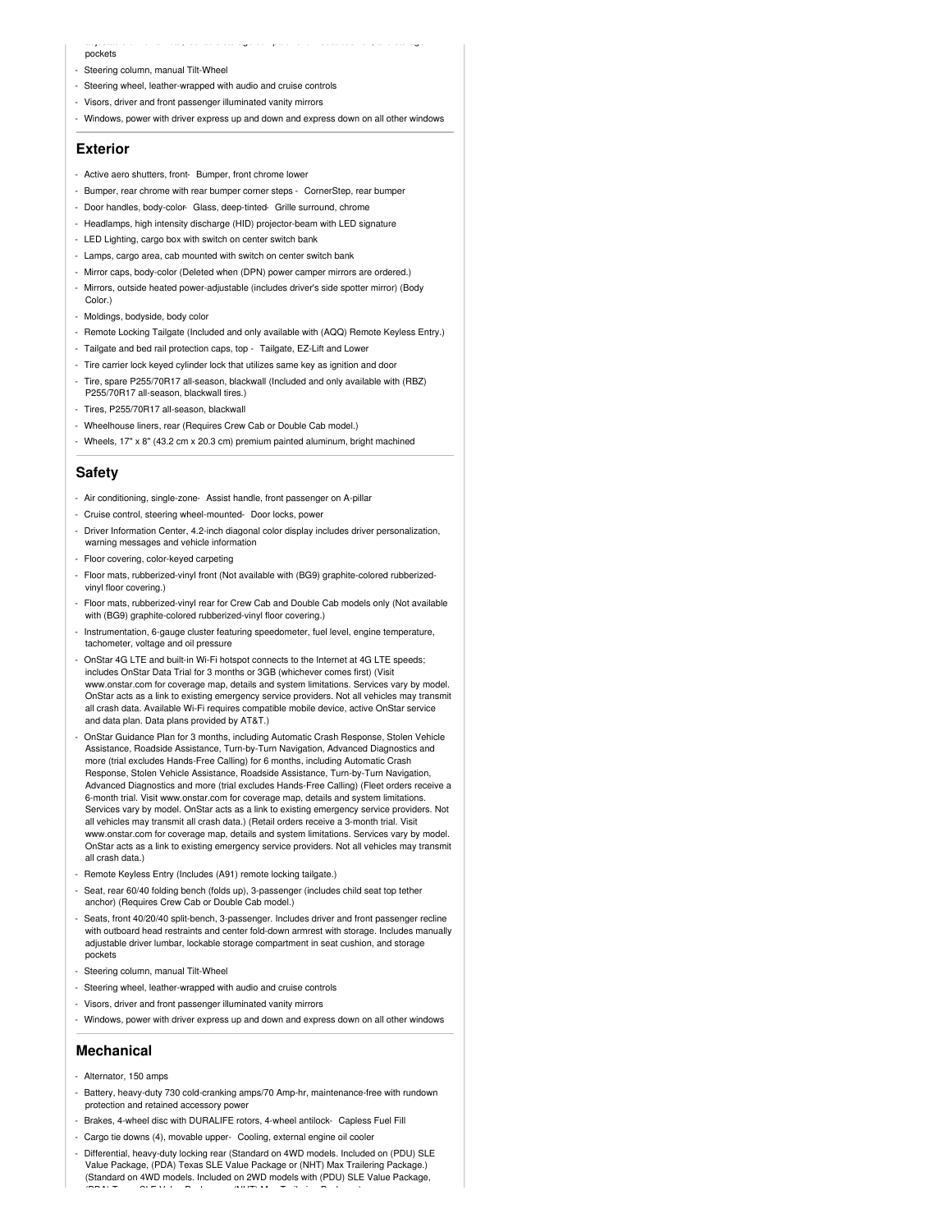pockets

- Steering column, manual Tilt-Wheel
- Steering wheel, leather-wrapped with audio and cruise controls
- Visors, driver and front passenger illuminated vanity mirrors
- Windows, power with driver express up and down and express down on all other windows

## Exterior

- Active aero shutters, front
- Bumper, front chrome lower
- Bumper, rear chrome with rear bumper corner steps
- CornerStep, rear bumper
- Door handles, body-color
- Glass, deep-tinted
- Grille surround, chrome
- Headlamps, high intensity discharge (HID) projector-beam with LED signature
- LED Lighting, cargo box with switch on center switch bank
- Lamps, cargo area, cab mounted with switch on center switch bank
- Mirror caps, body-color (Deleted when (DPN) power camper mirrors are ordered.)
- Mirrors, outside heated power-adjustable (includes driver's side spotter mirror) (Body Color.)
- Moldings, bodyside, body color
- Remote Locking Tailgate (Included and only available with (AQQ) Remote Keyless Entry.)
- Tailgate and bed rail protection caps, top
- Tailgate, EZ-Lift and Lower
- Tire carrier lock keyed cylinder lock that utilizes same key as ignition and door
- Tire, spare P255/70R17 all-season, blackwall (Included and only available with (RBZ) P255/70R17 all-season, blackwall tires.)
- Tires, P255/70R17 all-season, blackwall
- Wheelhouse liners, rear (Requires Crew Cab or Double Cab model.)
- Wheels, 17" x 8" (43.2 cm x 20.3 cm) premium painted aluminum, bright machined

## Safety

- Air conditioning, single-zone
- Assist handle, front passenger on A-pillar
- Cruise control, steering wheel-mounted
- Door locks, power
- Driver Information Center, 4.2-inch diagonal color display includes driver personalization, warning messages and vehicle information
- Floor covering, color-keyed carpeting
- Floor mats, rubberized-vinyl front (Not available with (BG9) graphite-colored rubberized-vinyl floor covering.)
- Floor mats, rubberized-vinyl rear for Crew Cab and Double Cab models only (Not available with (BG9) graphite-colored rubberized-vinyl floor covering.)
- Instrumentation, 6-gauge cluster featuring speedometer, fuel level, engine temperature, tachometer, voltage and oil pressure
- OnStar 4G LTE and built-in Wi-Fi hotspot connects to the Internet at 4G LTE speeds; includes OnStar Data Trial for 3 months or 3GB (whichever comes first) (Visit www.onstar.com for coverage map, details and system limitations. Services vary by model. OnStar acts as a link to existing emergency service providers. Not all vehicles may transmit all crash data. Available Wi-Fi requires compatible mobile device, active OnStar service and data plan. Data plans provided by AT&T.)
- OnStar Guidance Plan for 3 months, including Automatic Crash Response, Stolen Vehicle Assistance, Roadside Assistance, Turn-by-Turn Navigation, Advanced Diagnostics and more (trial excludes Hands-Free Calling) for 6 months, including Automatic Crash Response, Stolen Vehicle Assistance, Roadside Assistance, Turn-by-Turn Navigation, Advanced Diagnostics and more (trial excludes Hands-Free Calling) (Fleet orders receive a 6-month trial. Visit www.onstar.com for coverage map, details and system limitations. Services vary by model. OnStar acts as a link to existing emergency service providers. Not all vehicles may transmit all crash data.) (Retail orders receive a 3-month trial. Visit www.onstar.com for coverage map, details and system limitations. Services vary by model. OnStar acts as a link to existing emergency service providers. Not all vehicles may transmit all crash data.)
- Remote Keyless Entry (Includes (A91) remote locking tailgate.)
- Seat, rear 60/40 folding bench (folds up), 3-passenger (includes child seat top tether anchor) (Requires Crew Cab or Double Cab model.)
- Seats, front 40/20/40 split-bench, 3-passenger. Includes driver and front passenger recline with outboard head restraints and center fold-down armrest with storage. Includes manually adjustable driver lumbar, lockable storage compartment in seat cushion, and storage pockets
- Steering column, manual Tilt-Wheel
- Steering wheel, leather-wrapped with audio and cruise controls
- Visors, driver and front passenger illuminated vanity mirrors
- Windows, power with driver express up and down and express down on all other windows

## Mechanical

- Alternator, 150 amps
- Battery, heavy-duty 730 cold-cranking amps/70 Amp-hr, maintenance-free with rundown protection and retained accessory power
- Brakes, 4-wheel disc with DURALIFE rotors, 4-wheel antilock
- Capless Fuel Fill
- Cargo tie downs (4), movable upper
- Cooling, external engine oil cooler
- Differential, heavy-duty locking rear (Standard on 4WD models. Included on (PDU) SLE Value Package, (PDA) Texas SLE Value Package or (NHT) Max Trailering Package.) (Standard on 4WD models. Included on 2WD models with (PDU) SLE Value Package,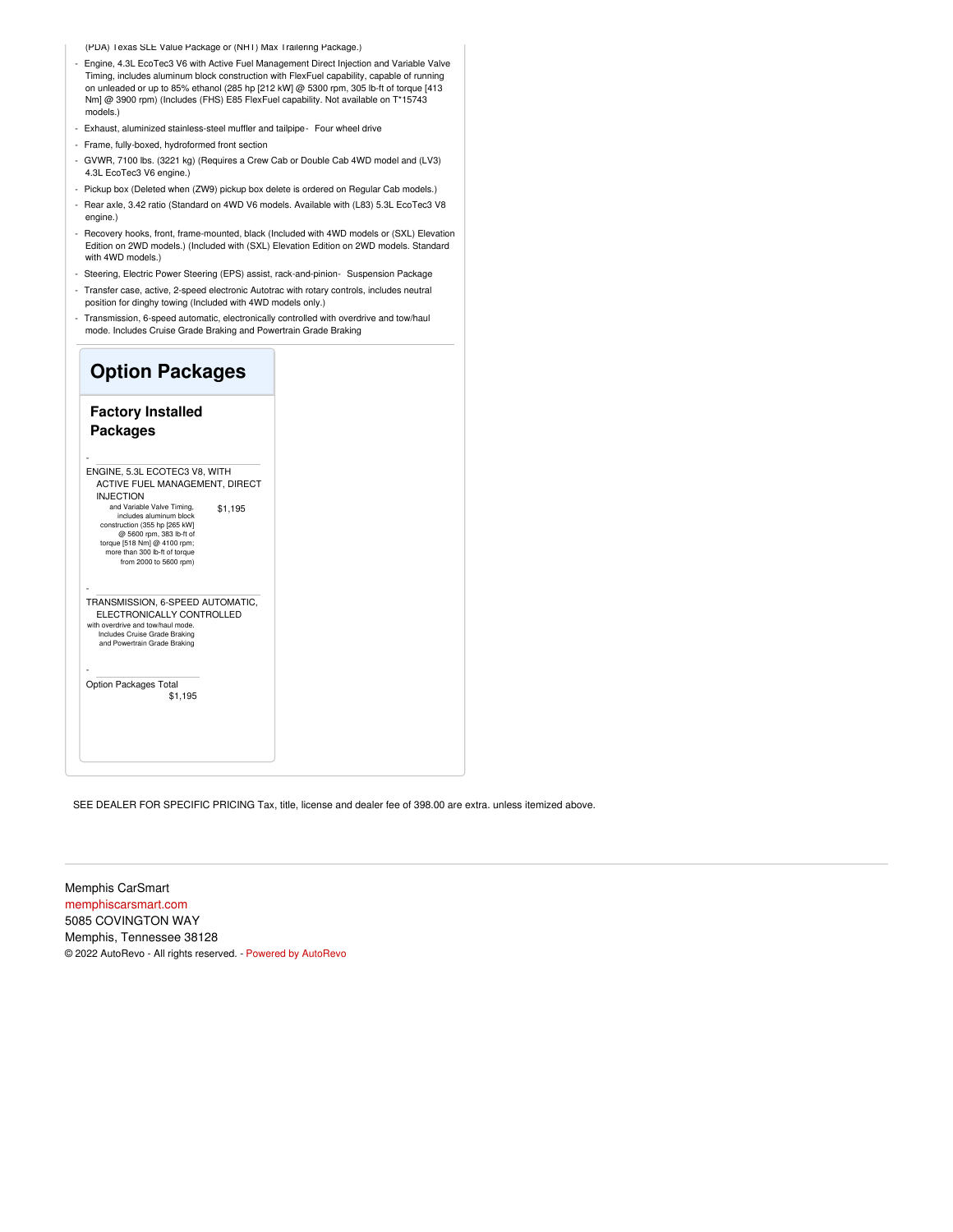(PDA) Texas SLE Value Package or (NHT) Max Trailering Package.)

- Engine, 4.3L EcoTec3 V6 with Active Fuel Management Direct Injection and Variable Valve Timing, includes aluminum block construction with FlexFuel capability, capable of running on unleaded or up to 85% ethanol (285 hp [212 kW] @ 5300 rpm, 305 lb-ft of torque [413 Nm] @ 3900 rpm) (Includes (FHS) E85 FlexFuel capability. Not available on T*15743 models.)
- Exhaust, aluminized stainless-steel muffler and tailpipe
- Four wheel drive
- Frame, fully-boxed, hydroformed front section
- GVWR, 7100 lbs. (3221 kg) (Requires a Crew Cab or Double Cab 4WD model and (LV3) 4.3L EcoTec3 V6 engine.)
- Pickup box (Deleted when (ZW9) pickup box delete is ordered on Regular Cab models.)
- Rear axle, 3.42 ratio (Standard on 4WD V6 models. Available with (L83) 5.3L EcoTec3 V8 engine.)
- Recovery hooks, front, frame-mounted, black (Included with 4WD models or (SXL) Elevation Edition on 2WD models.) (Included with (SXL) Elevation Edition on 2WD models. Standard with 4WD models.)
- Steering, Electric Power Steering (EPS) assist, rack-and-pinion
- Suspension Package
- Transfer case, active, 2-speed electronic Autotrac with rotary controls, includes neutral position for dinghy towing (Included with 4WD models only.)
- Transmission, 6-speed automatic, electronically controlled with overdrive and tow/haul mode. Includes Cruise Grade Braking and Powertrain Grade Braking

## Option Packages

### Factory Installed Packages

| | |
|---|---|
| ENGINE, 5.3L ECOTEC3 V8, WITH ACTIVE FUEL MANAGEMENT, DIRECT INJECTION and Variable Valve Timing, includes aluminum block construction (355 hp [265 kW] @ 5600 rpm, 383 lb-ft of torque [518 Nm] @ 4100 rpm; more than 300 lb-ft of torque from 2000 to 5600 rpm) | $1,195 |
| TRANSMISSION, 6-SPEED AUTOMATIC, ELECTRONICALLY CONTROLLED with overdrive and tow/haul mode. Includes Cruise Grade Braking and Powertrain Grade Braking | |
| Option Packages Total | $1,195 |

SEE DEALER FOR SPECIFIC PRICING Tax, title, license and dealer fee of 398.00 are extra. unless itemized above.

Memphis CarSmart
memphiscarsmart.com
5085 COVINGTON WAY
Memphis, Tennessee 38128
© 2022 AutoRevo - All rights reserved. - Powered by AutoRevo